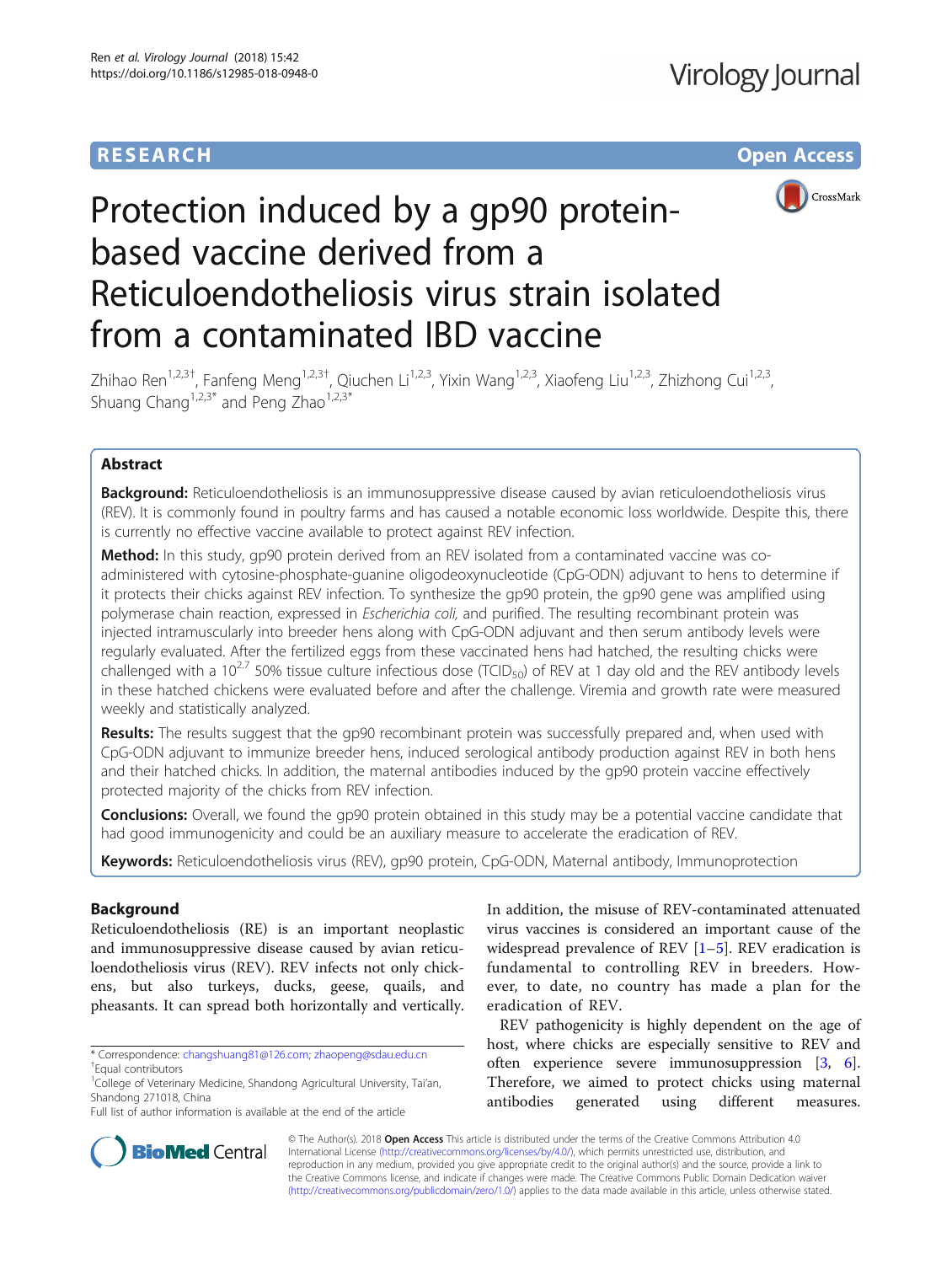RESEARCH

Open Access

# Protection induced by a gp90 protein-based vaccine derived from a Reticuloendotheliosis virus strain isolated from a contaminated IBD vaccine

Zhihao Ren[1,2,3†], Fanfeng Meng[1,2,3†], Qiuchen Li[1,2,3], Yixin Wang[1,2,3], Xiaofeng Liu[1,2,3], Zhizhong Cui[1,2,3], Shuang Chang[1,2,3*] and Peng Zhao[1,2,3*]

## Abstract

**Background:** Reticuloendotheliosis is an immunosuppressive disease caused by avian reticuloendotheliosis virus (REV). It is commonly found in poultry farms and has caused a notable economic loss worldwide. Despite this, there is currently no effective vaccine available to protect against REV infection.

**Method:** In this study, gp90 protein derived from an REV isolated from a contaminated vaccine was co-administered with cytosine-phosphate-guanine oligodeoxynucleotide (CpG-ODN) adjuvant to hens to determine if it protects their chicks against REV infection. To synthesize the gp90 protein, the gp90 gene was amplified using polymerase chain reaction, expressed in *Escherichia coli*, and purified. The resulting recombinant protein was injected intramuscularly into breeder hens along with CpG-ODN adjuvant and then serum antibody levels were regularly evaluated. After the fertilized eggs from these vaccinated hens had hatched, the resulting chicks were challenged with a $10^{2.7}$ 50% tissue culture infectious dose ($TCID_{50}$) of REV at 1 day old and the REV antibody levels in these hatched chickens were evaluated before and after the challenge. Viremia and growth rate were measured weekly and statistically analyzed.

**Results:** The results suggest that the gp90 recombinant protein was successfully prepared and, when used with CpG-ODN adjuvant to immunize breeder hens, induced serological antibody production against REV in both hens and their hatched chicks. In addition, the maternal antibodies induced by the gp90 protein vaccine effectively protected majority of the chicks from REV infection.

**Conclusions:** Overall, we found the gp90 protein obtained in this study may be a potential vaccine candidate that had good immunogenicity and could be an auxiliary measure to accelerate the eradication of REV.

**Keywords:** Reticuloendotheliosis virus (REV), gp90 protein, CpG-ODN, Maternal antibody, Immunoprotection

## Background

Reticuloendotheliosis (RE) is an important neoplastic and immunosuppressive disease caused by avian reticuloendotheliosis virus (REV). REV infects not only chickens, but also turkeys, ducks, geese, quails, and pheasants. It can spread both horizontally and vertically. In addition, the misuse of REV-contaminated attenuated virus vaccines is considered an important cause of the widespread prevalence of REV [1–5]. REV eradication is fundamental to controlling REV in breeders. However, to date, no country has made a plan for the eradication of REV.

REV pathogenicity is highly dependent on the age of host, where chicks are especially sensitive to REV and often experience severe immunosuppression [3, 6]. Therefore, we aimed to protect chicks using maternal antibodies generated using different measures.

\* Correspondence: changshuang81@126.com; zhaopeng@sdau.edu.cn
†Equal contributors
[1]College of Veterinary Medicine, Shandong Agricultural University, Tai'an, Shandong 271018, China
Full list of author information is available at the end of the article

© The Author(s). 2018 **Open Access** This article is distributed under the terms of the Creative Commons Attribution 4.0 International License (http://creativecommons.org/licenses/by/4.0/), which permits unrestricted use, distribution, and reproduction in any medium, provided you give appropriate credit to the original author(s) and the source, provide a link to the Creative Commons license, and indicate if changes were made. The Creative Commons Public Domain Dedication waiver (http://creativecommons.org/publicdomain/zero/1.0/) applies to the data made available in this article, unless otherwise stated.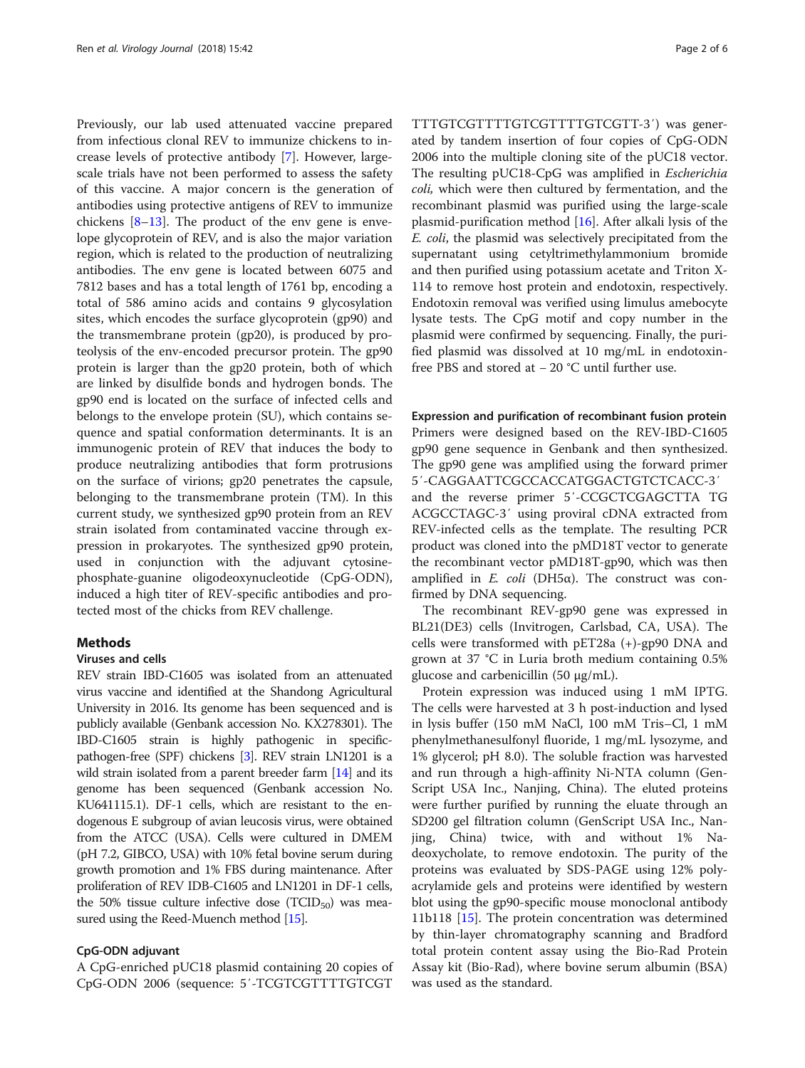Previously, our lab used attenuated vaccine prepared from infectious clonal REV to immunize chickens to increase levels of protective antibody [7]. However, large-scale trials have not been performed to assess the safety of this vaccine. A major concern is the generation of antibodies using protective antigens of REV to immunize chickens [8–13]. The product of the env gene is envelope glycoprotein of REV, and is also the major variation region, which is related to the production of neutralizing antibodies. The env gene is located between 6075 and 7812 bases and has a total length of 1761 bp, encoding a total of 586 amino acids and contains 9 glycosylation sites, which encodes the surface glycoprotein (gp90) and the transmembrane protein (gp20), is produced by proteolysis of the env-encoded precursor protein. The gp90 protein is larger than the gp20 protein, both of which are linked by disulfide bonds and hydrogen bonds. The gp90 end is located on the surface of infected cells and belongs to the envelope protein (SU), which contains sequence and spatial conformation determinants. It is an immunogenic protein of REV that induces the body to produce neutralizing antibodies that form protrusions on the surface of virions; gp20 penetrates the capsule, belonging to the transmembrane protein (TM). In this current study, we synthesized gp90 protein from an REV strain isolated from contaminated vaccine through expression in prokaryotes. The synthesized gp90 protein, used in conjunction with the adjuvant cytosine-phosphate-guanine oligodeoxynucleotide (CpG-ODN), induced a high titer of REV-specific antibodies and protected most of the chicks from REV challenge.

## Methods

### Viruses and cells

REV strain IBD-C1605 was isolated from an attenuated virus vaccine and identified at the Shandong Agricultural University in 2016. Its genome has been sequenced and is publicly available (Genbank accession No. KX278301). The IBD-C1605 strain is highly pathogenic in specific-pathogen-free (SPF) chickens [3]. REV strain LN1201 is a wild strain isolated from a parent breeder farm [14] and its genome has been sequenced (Genbank accession No. KU641115.1). DF-1 cells, which are resistant to the endogenous E subgroup of avian leucosis virus, were obtained from the ATCC (USA). Cells were cultured in DMEM (pH 7.2, GIBCO, USA) with 10% fetal bovine serum during growth promotion and 1% FBS during maintenance. After proliferation of REV IDB-C1605 and LN1201 in DF-1 cells, the 50% tissue culture infective dose ($TCID_{50}$) was measured using the Reed-Muench method [15].

### CpG-ODN adjuvant

A CpG-enriched pUC18 plasmid containing 20 copies of CpG-ODN 2006 (sequence: 5′-TCGTCGTTTTGTCGTTTTGTCGTTTTGTCGTTTTGTCGTT-3′) was generated by tandem insertion of four copies of CpG-ODN 2006 into the multiple cloning site of the pUC18 vector. The resulting pUC18-CpG was amplified in *Escherichia coli,* which were then cultured by fermentation, and the recombinant plasmid was purified using the large-scale plasmid-purification method [16]. After alkali lysis of the *E. coli*, the plasmid was selectively precipitated from the supernatant using cetyltrimethylammonium bromide and then purified using potassium acetate and Triton X-114 to remove host protein and endotoxin, respectively. Endotoxin removal was verified using limulus amebocyte lysate tests. The CpG motif and copy number in the plasmid were confirmed by sequencing. Finally, the purified plasmid was dissolved at 10 mg/mL in endotoxin-free PBS and stored at − 20 °C until further use.

### Expression and purification of recombinant fusion protein

Primers were designed based on the REV-IBD-C1605 gp90 gene sequence in Genbank and then synthesized. The gp90 gene was amplified using the forward primer 5′-CAGGAATTCGCCACCATGGACTGTCTCACC-3′ and the reverse primer 5′-CCGCTCGAGCTTA TGACGCCTAGC-3′ using proviral cDNA extracted from REV-infected cells as the template. The resulting PCR product was cloned into the pMD18T vector to generate the recombinant vector pMD18T-gp90, which was then amplified in *E. coli* (DH5α). The construct was confirmed by DNA sequencing.

The recombinant REV-gp90 gene was expressed in BL21(DE3) cells (Invitrogen, Carlsbad, CA, USA). The cells were transformed with pET28a (+)-gp90 DNA and grown at 37 °C in Luria broth medium containing 0.5% glucose and carbenicillin (50 μg/mL).

Protein expression was induced using 1 mM IPTG. The cells were harvested at 3 h post-induction and lysed in lysis buffer (150 mM NaCl, 100 mM Tris–Cl, 1 mM phenylmethanesulfonyl fluoride, 1 mg/mL lysozyme, and 1% glycerol; pH 8.0). The soluble fraction was harvested and run through a high-affinity Ni-NTA column (GenScript USA Inc., Nanjing, China). The eluted proteins were further purified by running the eluate through an SD200 gel filtration column (GenScript USA Inc., Nanjing, China) twice, with and without 1% Na-deoxycholate, to remove endotoxin. The purity of the proteins was evaluated by SDS-PAGE using 12% polyacrylamide gels and proteins were identified by western blot using the gp90-specific mouse monoclonal antibody 11b118 [15]. The protein concentration was determined by thin-layer chromatography scanning and Bradford total protein content assay using the Bio-Rad Protein Assay kit (Bio-Rad), where bovine serum albumin (BSA) was used as the standard.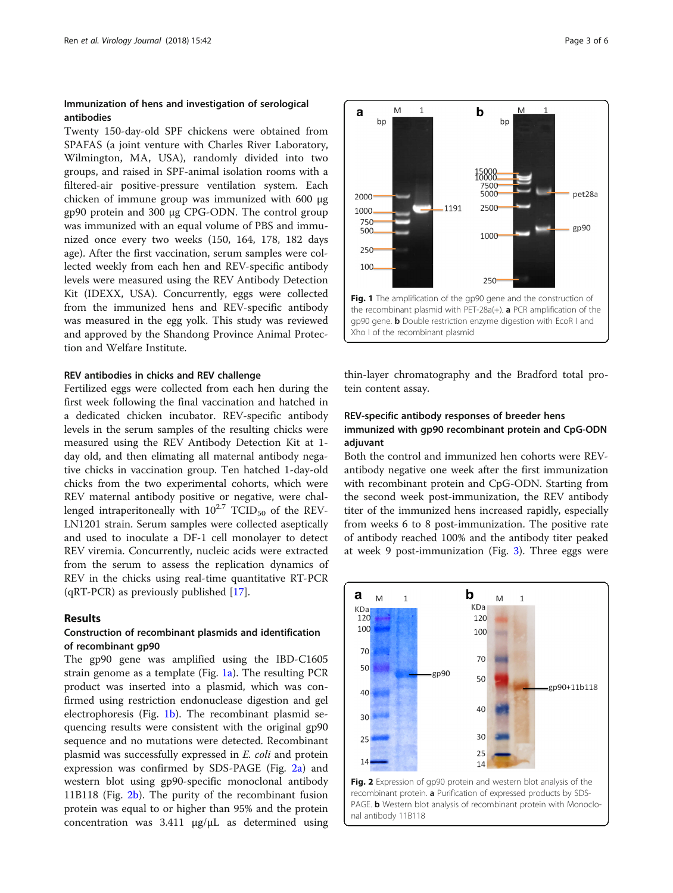### Immunization of hens and investigation of serological antibodies

Twenty 150-day-old SPF chickens were obtained from SPAFAS (a joint venture with Charles River Laboratory, Wilmington, MA, USA), randomly divided into two groups, and raised in SPF-animal isolation rooms with a filtered-air positive-pressure ventilation system. Each chicken of immune group was immunized with 600 μg gp90 protein and 300 μg CPG-ODN. The control group was immunized with an equal volume of PBS and immunized once every two weeks (150, 164, 178, 182 days age). After the first vaccination, serum samples were collected weekly from each hen and REV-specific antibody levels were measured using the REV Antibody Detection Kit (IDEXX, USA). Concurrently, eggs were collected from the immunized hens and REV-specific antibody was measured in the egg yolk. This study was reviewed and approved by the Shandong Province Animal Protection and Welfare Institute.

### REV antibodies in chicks and REV challenge

Fertilized eggs were collected from each hen during the first week following the final vaccination and hatched in a dedicated chicken incubator. REV-specific antibody levels in the serum samples of the resulting chicks were measured using the REV Antibody Detection Kit at 1-day old, and then elimating all maternal antibody negative chicks in vaccination group. Ten hatched 1-day-old chicks from the two experimental cohorts, which were REV maternal antibody positive or negative, were challenged intraperitoneally with $10^{2.7}$ $TCID_{50}$ of the REV-LN1201 strain. Serum samples were collected aseptically and used to inoculate a DF-1 cell monolayer to detect REV viremia. Concurrently, nucleic acids were extracted from the serum to assess the replication dynamics of REV in the chicks using real-time quantitative RT-PCR (qRT-PCR) as previously published [17].

## Results

### Construction of recombinant plasmids and identification of recombinant gp90

The gp90 gene was amplified using the IBD-C1605 strain genome as a template (Fig. 1a). The resulting PCR product was inserted into a plasmid, which was confirmed using restriction endonuclease digestion and gel electrophoresis (Fig. 1b). The recombinant plasmid sequencing results were consistent with the original gp90 sequence and no mutations were detected. Recombinant plasmid was successfully expressed in *E. coli* and protein expression was confirmed by SDS-PAGE (Fig. 2a) and western blot using gp90-specific monoclonal antibody 11B118 (Fig. 2b). The purity of the recombinant fusion protein was equal to or higher than 95% and the protein concentration was 3.411 μg/μL as determined using thin-layer chromatography and the Bradford total protein content assay.

**Fig. 1** The amplification of the gp90 gene and the construction of the recombinant plasmid with PET-28a(+). **a** PCR amplification of the gp90 gene. **b** Double restriction enzyme digestion with EcoR I and Xho I of the recombinant plasmid

### REV-specific antibody responses of breeder hens immunized with gp90 recombinant protein and CpG-ODN adjuvant

Both the control and immunized hen cohorts were REV-antibody negative one week after the first immunization with recombinant protein and CpG-ODN. Starting from the second week post-immunization, the REV antibody titer of the immunized hens increased rapidly, especially from weeks 6 to 8 post-immunization. The positive rate of antibody reached 100% and the antibody titer peaked at week 9 post-immunization (Fig. 3). Three eggs were

**Fig. 2** Expression of gp90 protein and western blot analysis of the recombinant protein. **a** Purification of expressed products by SDS-PAGE. **b** Western blot analysis of recombinant protein with Monoclonal antibody 11B118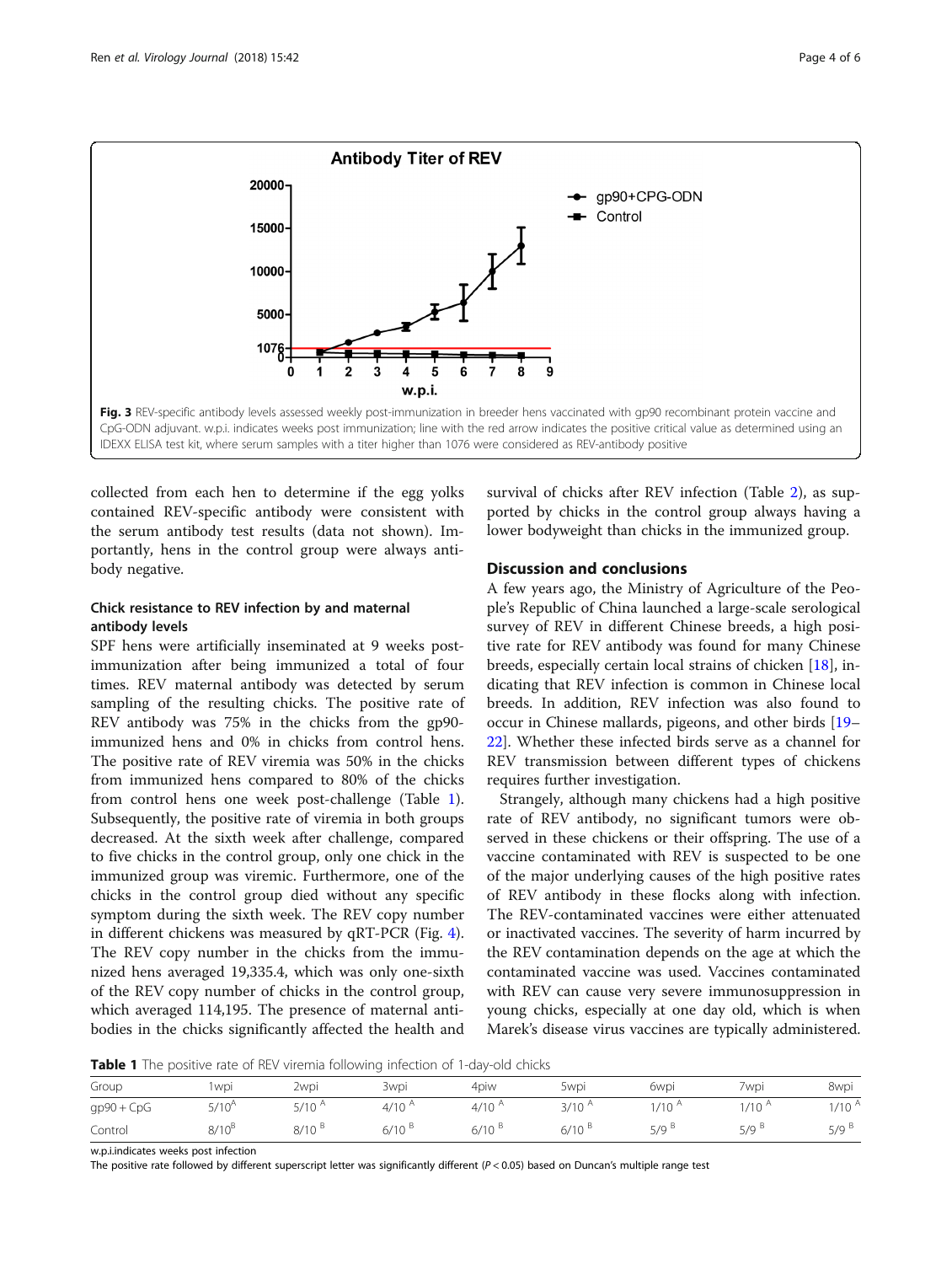Fig. 3 REV-specific antibody levels assessed weekly post-immunization in breeder hens vaccinated with gp90 recombinant protein vaccine and CpG-ODN adjuvant. w.p.i. indicates weeks post immunization; line with the red arrow indicates the positive critical value as determined using an IDEXX ELISA test kit, where serum samples with a titer higher than 1076 were considered as REV-antibody positive

collected from each hen to determine if the egg yolks contained REV-specific antibody were consistent with the serum antibody test results (data not shown). Importantly, hens in the control group were always antibody negative.

### Chick resistance to REV infection by and maternal antibody levels

SPF hens were artificially inseminated at 9 weeks post-immunization after being immunized a total of four times. REV maternal antibody was detected by serum sampling of the resulting chicks. The positive rate of REV antibody was 75% in the chicks from the gp90-immunized hens and 0% in chicks from control hens. The positive rate of REV viremia was 50% in the chicks from immunized hens compared to 80% of the chicks from control hens one week post-challenge (Table 1). Subsequently, the positive rate of viremia in both groups decreased. At the sixth week after challenge, compared to five chicks in the control group, only one chick in the immunized group was viremic. Furthermore, one of the chicks in the control group died without any specific symptom during the sixth week. The REV copy number in different chickens was measured by qRT-PCR (Fig. 4). The REV copy number in the chicks from the immunized hens averaged 19,335.4, which was only one-sixth of the REV copy number of chicks in the control group, which averaged 114,195. The presence of maternal antibodies in the chicks significantly affected the health and survival of chicks after REV infection (Table 2), as supported by chicks in the control group always having a lower bodyweight than chicks in the immunized group.

## Discussion and conclusions

A few years ago, the Ministry of Agriculture of the People's Republic of China launched a large-scale serological survey of REV in different Chinese breeds, a high positive rate for REV antibody was found for many Chinese breeds, especially certain local strains of chicken [18], indicating that REV infection is common in Chinese local breeds. In addition, REV infection was also found to occur in Chinese mallards, pigeons, and other birds [19–22]. Whether these infected birds serve as a channel for REV transmission between different types of chickens requires further investigation.

Strangely, although many chickens had a high positive rate of REV antibody, no significant tumors were observed in these chickens or their offspring. The use of a vaccine contaminated with REV is suspected to be one of the major underlying causes of the high positive rates of REV antibody in these flocks along with infection. The REV-contaminated vaccines were either attenuated or inactivated vaccines. The severity of harm incurred by the REV contamination depends on the age at which the contaminated vaccine was used. Vaccines contaminated with REV can cause very severe immunosuppression in young chicks, especially at one day old, which is when Marek's disease virus vaccines are typically administered.

**Table 1** The positive rate of REV viremia following infection of 1-day-old chicks

| Group | 1wpi | 2wpi | 3wpi | 4piw | 5wpi | 6wpi | 7wpi | 8wpi |
|---|---|---|---|---|---|---|---|---|
| gp90 + CpG | 5/10$^{A}$ | 5/10 $^{A}$ | 4/10 $^{A}$ | 4/10 $^{A}$ | 3/10 $^{A}$ | 1/10 $^{A}$ | 1/10 $^{A}$ | 1/10 $^{A}$ |
| Control | 8/10$^{B}$ | 8/10 $^{B}$ | 6/10 $^{B}$ | 6/10 $^{B}$ | 6/10 $^{B}$ | 5/9 $^{B}$ | 5/9 $^{B}$ | 5/9 $^{B}$ |

w.p.i.indicates weeks post infection

The positive rate followed by different superscript letter was significantly different ($P < 0.05$) based on Duncan's multiple range test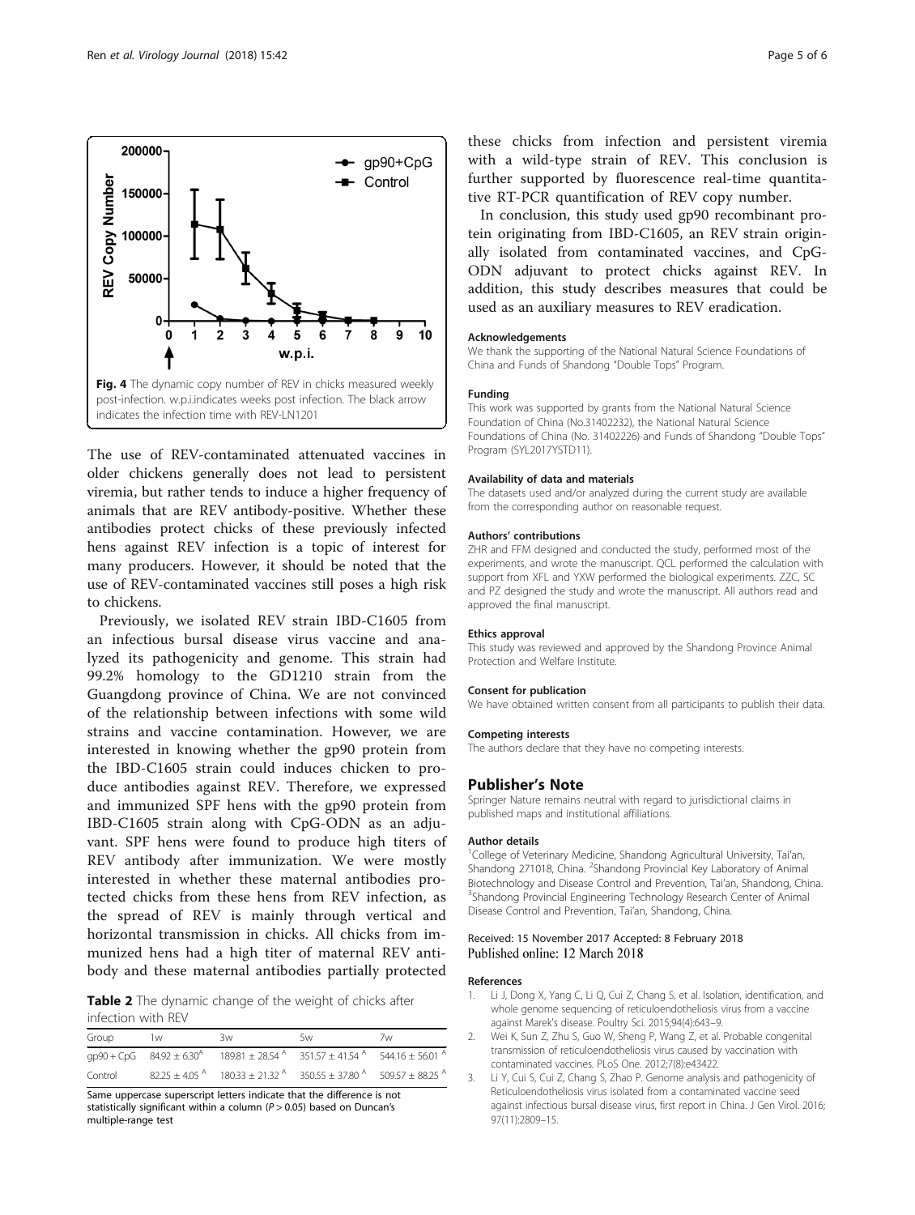Fig. 4 The dynamic copy number of REV in chicks measured weekly post-infection. w.p.i.indicates weeks post infection. The black arrow indicates the infection time with REV-LN1201

The use of REV-contaminated attenuated vaccines in older chickens generally does not lead to persistent viremia, but rather tends to induce a higher frequency of animals that are REV antibody-positive. Whether these antibodies protect chicks of these previously infected hens against REV infection is a topic of interest for many producers. However, it should be noted that the use of REV-contaminated vaccines still poses a high risk to chickens.

Previously, we isolated REV strain IBD-C1605 from an infectious bursal disease virus vaccine and analyzed its pathogenicity and genome. This strain had 99.2% homology to the GD1210 strain from the Guangdong province of China. We are not convinced of the relationship between infections with some wild strains and vaccine contamination. However, we are interested in knowing whether the gp90 protein from the IBD-C1605 strain could induces chicken to produce antibodies against REV. Therefore, we expressed and immunized SPF hens with the gp90 protein from IBD-C1605 strain along with CpG-ODN as an adjuvant. SPF hens were found to produce high titers of REV antibody after immunization. We were mostly interested in whether these maternal antibodies protected chicks from these hens from REV infection, as the spread of REV is mainly through vertical and horizontal transmission in chicks. All chicks from immunized hens had a high titer of maternal REV antibody and these maternal antibodies partially protected these chicks from infection and persistent viremia with a wild-type strain of REV. This conclusion is further supported by fluorescence real-time quantitative RT-PCR quantification of REV copy number.

**Table 2** The dynamic change of the weight of chicks after infection with REV

| Group | 1w | 3w | 5w | 7w |
|---|---|---|---|---|
| gp90 + CpG | 84.92 ± 6.30[A] | 189.81 ± 28.54 [A] | 351.57 ± 41.54 [A] | 544.16 ± 56.01 [A] |
| Control | 82.25 ± 4.05 [A] | 180.33 ± 21.32 [A] | 350.55 ± 37.80 [A] | 509.57 ± 88.25 [A] |

Same uppercase superscript letters indicate that the difference is not statistically significant within a column ($P > 0.05$) based on Duncan's multiple-range test

In conclusion, this study used gp90 recombinant protein originating from IBD-C1605, an REV strain originally isolated from contaminated vaccines, and CpG-ODN adjuvant to protect chicks against REV. In addition, this study describes measures that could be used as an auxiliary measures to REV eradication.

#### Acknowledgements

We thank the supporting of the National Natural Science Foundations of China and Funds of Shandong "Double Tops" Program.

#### Funding

This work was supported by grants from the National Natural Science Foundation of China (No.31402232), the National Natural Science Foundations of China (No. 31402226) and Funds of Shandong "Double Tops" Program (SYL2017YSTD11).

#### Availability of data and materials

The datasets used and/or analyzed during the current study are available from the corresponding author on reasonable request.

#### Authors' contributions

ZHR and FFM designed and conducted the study, performed most of the experiments, and wrote the manuscript. QCL performed the calculation with support from XFL and YXW performed the biological experiments. ZZC, SC and PZ designed the study and wrote the manuscript. All authors read and approved the final manuscript.

#### Ethics approval

This study was reviewed and approved by the Shandong Province Animal Protection and Welfare Institute.

#### Consent for publication

We have obtained written consent from all participants to publish their data.

#### Competing interests

The authors declare that they have no competing interests.

## Publisher's Note

Springer Nature remains neutral with regard to jurisdictional claims in published maps and institutional affiliations.

#### Author details

[1]College of Veterinary Medicine, Shandong Agricultural University, Tai'an, Shandong 271018, China. [2]Shandong Provincial Key Laboratory of Animal Biotechnology and Disease Control and Prevention, Tai'an, Shandong, China. [3]Shandong Provincial Engineering Technology Research Center of Animal Disease Control and Prevention, Tai'an, Shandong, China.

Received: 15 November 2017 Accepted: 8 February 2018
Published online: 12 March 2018

#### References

1. Li J, Dong X, Yang C, Li Q, Cui Z, Chang S, et al. Isolation, identification, and whole genome sequencing of reticuloendotheliosis virus from a vaccine against Marek's disease. Poultry Sci. 2015;94(4):643–9.
2. Wei K, Sun Z, Zhu S, Guo W, Sheng P, Wang Z, et al. Probable congenital transmission of reticuloendotheliosis virus caused by vaccination with contaminated vaccines. PLoS One. 2012;7(8):e43422.
3. Li Y, Cui S, Cui Z, Chang S, Zhao P. Genome analysis and pathogenicity of Reticuloendotheliosis virus isolated from a contaminated vaccine seed against infectious bursal disease virus, first report in China. J Gen Virol. 2016; 97(11):2809–15.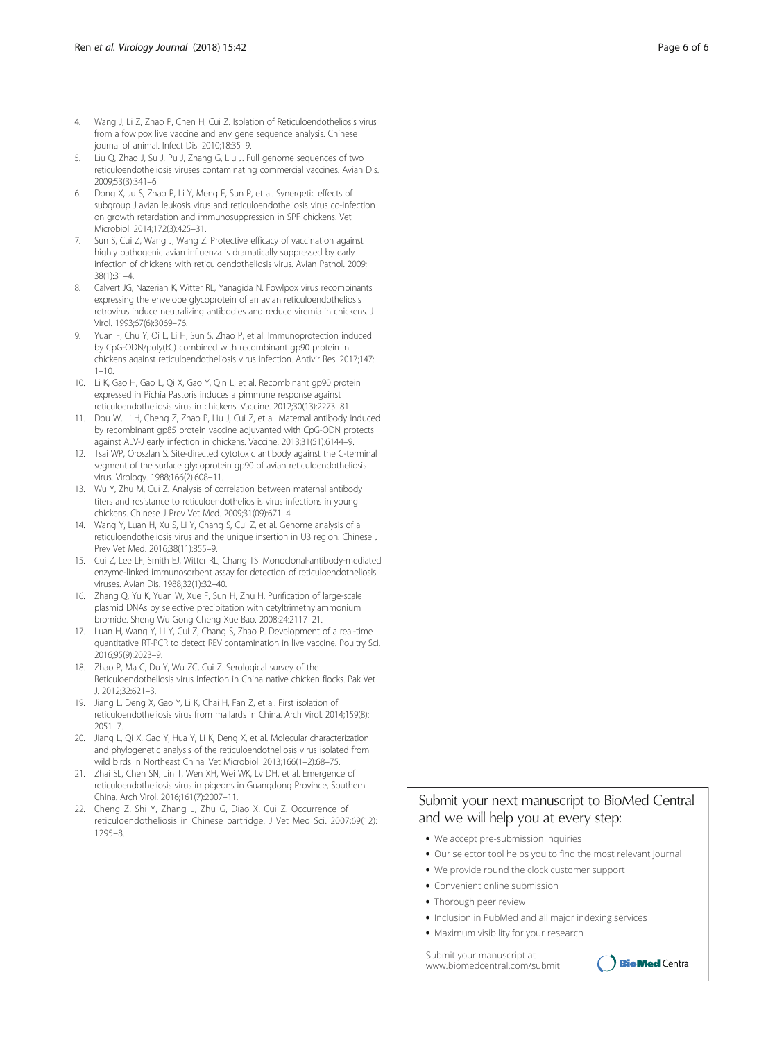4. Wang J, Li Z, Zhao P, Chen H, Cui Z. Isolation of Reticuloendotheliosis virus from a fowlpox live vaccine and env gene sequence analysis. Chinese journal of animal. Infect Dis. 2010;18:35–9.
5. Liu Q, Zhao J, Su J, Pu J, Zhang G, Liu J. Full genome sequences of two reticuloendotheliosis viruses contaminating commercial vaccines. Avian Dis. 2009;53(3):341–6.
6. Dong X, Ju S, Zhao P, Li Y, Meng F, Sun P, et al. Synergetic effects of subgroup J avian leukosis virus and reticuloendotheliosis virus co-infection on growth retardation and immunosuppression in SPF chickens. Vet Microbiol. 2014;172(3):425–31.
7. Sun S, Cui Z, Wang J, Wang Z. Protective efficacy of vaccination against highly pathogenic avian influenza is dramatically suppressed by early infection of chickens with reticuloendotheliosis virus. Avian Pathol. 2009; 38(1):31–4.
8. Calvert JG, Nazerian K, Witter RL, Yanagida N. Fowlpox virus recombinants expressing the envelope glycoprotein of an avian reticuloendotheliosis retrovirus induce neutralizing antibodies and reduce viremia in chickens. J Virol. 1993;67(6):3069–76.
9. Yuan F, Chu Y, Qi L, Li H, Sun S, Zhao P, et al. Immunoprotection induced by CpG-ODN/poly(I:C) combined with recombinant gp90 protein in chickens against reticuloendotheliosis virus infection. Antivir Res. 2017;147: 1–10.
10. Li K, Gao H, Gao L, Qi X, Gao Y, Qin L, et al. Recombinant gp90 protein expressed in Pichia Pastoris induces a pimmune response against reticuloendotheliosis virus in chickens. Vaccine. 2012;30(13):2273–81.
11. Dou W, Li H, Cheng Z, Zhao P, Liu J, Cui Z, et al. Maternal antibody induced by recombinant gp85 protein vaccine adjuvanted with CpG-ODN protects against ALV-J early infection in chickens. Vaccine. 2013;31(51):6144–9.
12. Tsai WP, Oroszlan S. Site-directed cytotoxic antibody against the C-terminal segment of the surface glycoprotein gp90 of avian reticuloendotheliosis virus. Virology. 1988;166(2):608–11.
13. Wu Y, Zhu M, Cui Z. Analysis of correlation between maternal antibody titers and resistance to reticuloendothelios is virus infections in young chickens. Chinese J Prev Vet Med. 2009;31(09):671–4.
14. Wang Y, Luan H, Xu S, Li Y, Chang S, Cui Z, et al. Genome analysis of a reticuloendotheliosis virus and the unique insertion in U3 region. Chinese J Prev Vet Med. 2016;38(11):855–9.
15. Cui Z, Lee LF, Smith EJ, Witter RL, Chang TS. Monoclonal-antibody-mediated enzyme-linked immunosorbent assay for detection of reticuloendotheliosis viruses. Avian Dis. 1988;32(1):32–40.
16. Zhang Q, Yu K, Yuan W, Xue F, Sun H, Zhu H. Purification of large-scale plasmid DNAs by selective precipitation with cetyltrimethylammonium bromide. Sheng Wu Gong Cheng Xue Bao. 2008;24:2117–21.
17. Luan H, Wang Y, Li Y, Cui Z, Chang S, Zhao P. Development of a real-time quantitative RT-PCR to detect REV contamination in live vaccine. Poultry Sci. 2016;95(9):2023–9.
18. Zhao P, Ma C, Du Y, Wu ZC, Cui Z. Serological survey of the Reticuloendotheliosis virus infection in China native chicken flocks. Pak Vet J. 2012;32:621–3.
19. Jiang L, Deng X, Gao Y, Li K, Chai H, Fan Z, et al. First isolation of reticuloendotheliosis virus from mallards in China. Arch Virol. 2014;159(8): 2051–7.
20. Jiang L, Qi X, Gao Y, Hua Y, Li K, Deng X, et al. Molecular characterization and phylogenetic analysis of the reticuloendotheliosis virus isolated from wild birds in Northeast China. Vet Microbiol. 2013;166(1–2):68–75.
21. Zhai SL, Chen SN, Lin T, Wen XH, Wei WK, Lv DH, et al. Emergence of reticuloendotheliosis virus in pigeons in Guangdong Province, Southern China. Arch Virol. 2016;161(7):2007–11.
22. Cheng Z, Shi Y, Zhang L, Zhu G, Diao X, Cui Z. Occurrence of reticuloendotheliosis in Chinese partridge. J Vet Med Sci. 2007;69(12): 1295–8.

Submit your next manuscript to BioMed Central and we will help you at every step:

- We accept pre-submission inquiries
- Our selector tool helps you to find the most relevant journal
- We provide round the clock customer support
- Convenient online submission
- Thorough peer review
- Inclusion in PubMed and all major indexing services
- Maximum visibility for your research

Submit your manuscript at www.biomedcentral.com/submit

BioMed Central